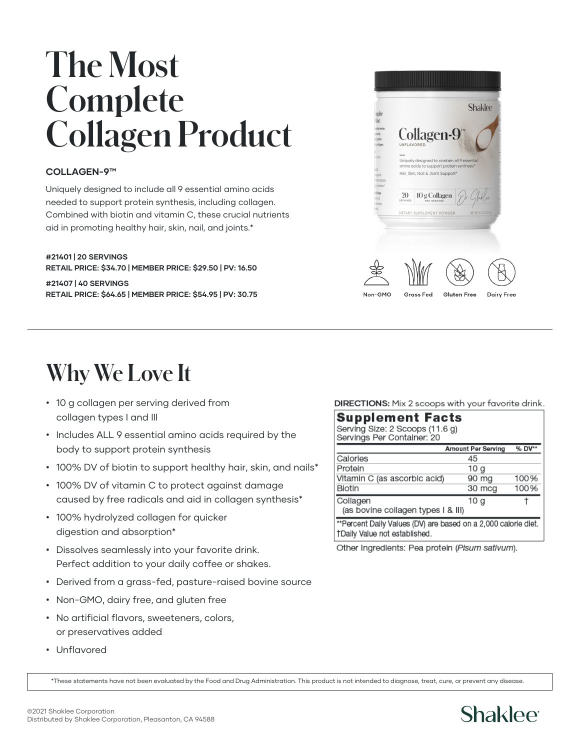# The Most Complete Collagen Product

**COLLAGEN-9™**

Uniquely designed to include all 9 essential amino acids needed to support protein synthesis, including collagen. Combined with biotin and vitamin C, these crucial nutrients aid in promoting healthy hair, skin, nail, and joints.*

**#21401 | 20 SERVINGS**
**RETAIL PRICE: $34.70 | MEMBER PRICE: $29.50 | PV: 16.50**

**#21407 | 40 SERVINGS**
**RETAIL PRICE: $64.65 | MEMBER PRICE: $54.95 | PV: 30.75**

Non-GMO | Grass Fed | Gluten Free | Dairy Free

# Why We Love It

- 10 g collagen per serving derived from collagen types I and III
- Includes ALL 9 essential amino acids required by the body to support protein synthesis
- 100% DV of biotin to support healthy hair, skin, and nails*
- 100% DV of vitamin C to protect against damage caused by free radicals and aid in collagen synthesis*
- 100% hydrolyzed collagen for quicker digestion and absorption*
- Dissolves seamlessly into your favorite drink. Perfect addition to your daily coffee or shakes.
- Derived from a grass-fed, pasture-raised bovine source
- Non-GMO, dairy free, and gluten free
- No artificial flavors, sweeteners, colors, or preservatives added
- Unflavored

**DIRECTIONS:** Mix 2 scoops with your favorite drink.

**Supplement Facts**
Serving Size: 2 Scoops (11.6 g)
Servings Per Container: 20

| | Amount Per Serving | % DV** |
|---|---|---|
| Calories | 45 | |
| Protein | 10 g | |
| Vitamin C (as ascorbic acid) | 90 mg | 100% |
| Biotin | 30 mcg | 100% |
| Collagen (as bovine collagen types I & III) | 10 g | † |

**Percent Daily Values (DV) are based on a 2,000 calorie diet.
†Daily Value not established.

Other Ingredients: Pea protein (*Pisum sativum*).

*These statements have not been evaluated by the Food and Drug Administration. This product is not intended to diagnose, treat, cure, or prevent any disease.

©2021 Shaklee Corporation
Distributed by Shaklee Corporation, Pleasanton, CA 94588

Shaklee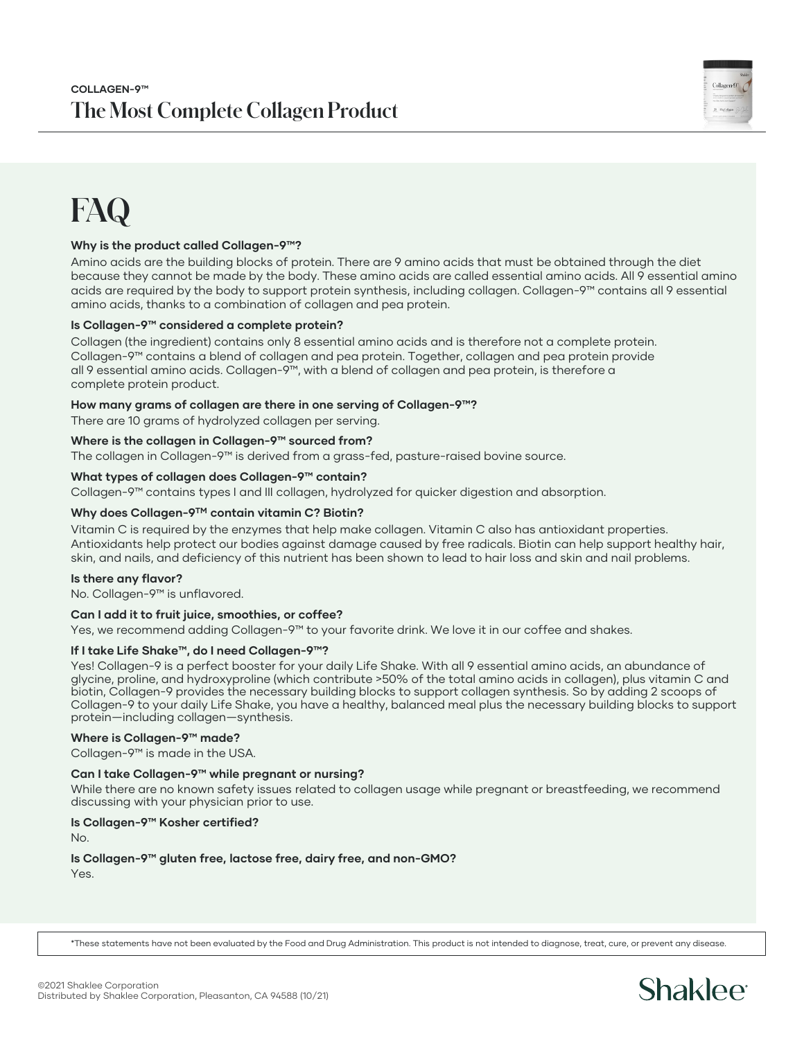COLLAGEN-9™

# The Most Complete Collagen Product

## FAQ

**Why is the product called Collagen-9™?**

Amino acids are the building blocks of protein. There are 9 amino acids that must be obtained through the diet because they cannot be made by the body. These amino acids are called essential amino acids. All 9 essential amino acids are required by the body to support protein synthesis, including collagen. Collagen-9™ contains all 9 essential amino acids, thanks to a combination of collagen and pea protein.

**Is Collagen-9™ considered a complete protein?**

Collagen (the ingredient) contains only 8 essential amino acids and is therefore not a complete protein. Collagen-9™ contains a blend of collagen and pea protein. Together, collagen and pea protein provide all 9 essential amino acids. Collagen-9™, with a blend of collagen and pea protein, is therefore a complete protein product.

**How many grams of collagen are there in one serving of Collagen-9™?**

There are 10 grams of hydrolyzed collagen per serving.

**Where is the collagen in Collagen-9™ sourced from?**

The collagen in Collagen-9™ is derived from a grass-fed, pasture-raised bovine source.

**What types of collagen does Collagen-9™ contain?**

Collagen-9™ contains types I and III collagen, hydrolyzed for quicker digestion and absorption.

**Why does Collagen-9TM contain vitamin C? Biotin?**

Vitamin C is required by the enzymes that help make collagen. Vitamin C also has antioxidant properties. Antioxidants help protect our bodies against damage caused by free radicals. Biotin can help support healthy hair, skin, and nails, and deficiency of this nutrient has been shown to lead to hair loss and skin and nail problems.

**Is there any flavor?**

No. Collagen-9™ is unflavored.

**Can I add it to fruit juice, smoothies, or coffee?**

Yes, we recommend adding Collagen-9™ to your favorite drink. We love it in our coffee and shakes.

**If I take Life Shake™, do I need Collagen-9™?**

Yes! Collagen-9 is a perfect booster for your daily Life Shake. With all 9 essential amino acids, an abundance of glycine, proline, and hydroxyproline (which contribute >50% of the total amino acids in collagen), plus vitamin C and biotin, Collagen-9 provides the necessary building blocks to support collagen synthesis. So by adding 2 scoops of Collagen-9 to your daily Life Shake, you have a healthy, balanced meal plus the necessary building blocks to support protein—including collagen—synthesis.

**Where is Collagen-9™ made?**

Collagen-9™ is made in the USA.

**Can I take Collagen-9™ while pregnant or nursing?**

While there are no known safety issues related to collagen usage while pregnant or breastfeeding, we recommend discussing with your physician prior to use.

**Is Collagen-9™ Kosher certified?**

No.

**Is Collagen-9™ gluten free, lactose free, dairy free, and non-GMO?**

Yes.

*These statements have not been evaluated by the Food and Drug Administration. This product is not intended to diagnose, treat, cure, or prevent any disease.

©2021 Shaklee Corporation
Distributed by Shaklee Corporation, Pleasanton, CA 94588 (10/21)

Shaklee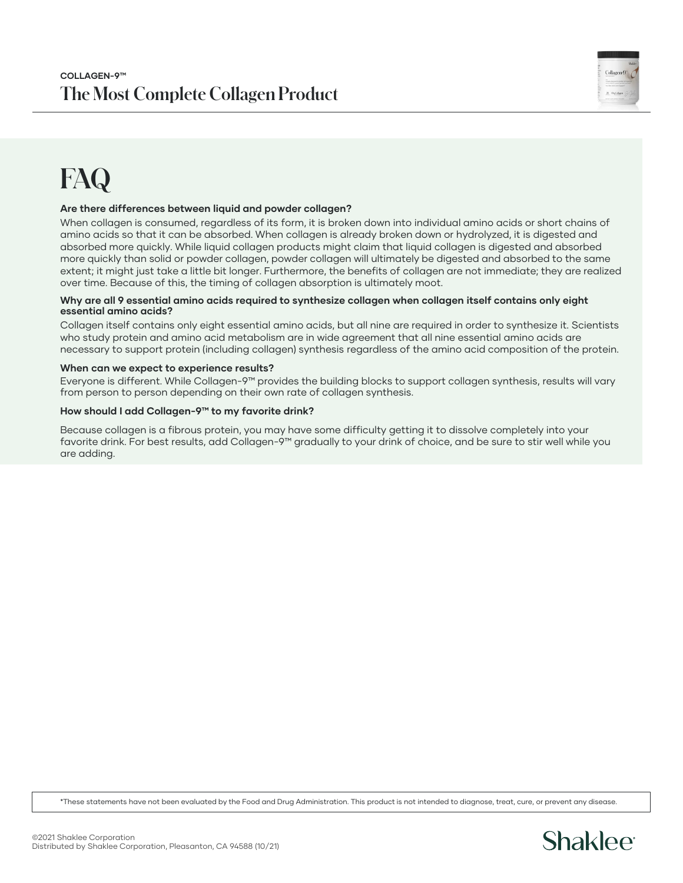COLLAGEN-9™

# The Most Complete Collagen Product

## FAQ

**Are there differences between liquid and powder collagen?**

When collagen is consumed, regardless of its form, it is broken down into individual amino acids or short chains of amino acids so that it can be absorbed. When collagen is already broken down or hydrolyzed, it is digested and absorbed more quickly. While liquid collagen products might claim that liquid collagen is digested and absorbed more quickly than solid or powder collagen, powder collagen will ultimately be digested and absorbed to the same extent; it might just take a little bit longer. Furthermore, the benefits of collagen are not immediate; they are realized over time. Because of this, the timing of collagen absorption is ultimately moot.

**Why are all 9 essential amino acids required to synthesize collagen when collagen itself contains only eight essential amino acids?**

Collagen itself contains only eight essential amino acids, but all nine are required in order to synthesize it. Scientists who study protein and amino acid metabolism are in wide agreement that all nine essential amino acids are necessary to support protein (including collagen) synthesis regardless of the amino acid composition of the protein.

**When can we expect to experience results?**

Everyone is different. While Collagen-9™ provides the building blocks to support collagen synthesis, results will vary from person to person depending on their own rate of collagen synthesis.

**How should I add Collagen-9™ to my favorite drink?**

Because collagen is a fibrous protein, you may have some difficulty getting it to dissolve completely into your favorite drink. For best results, add Collagen-9™ gradually to your drink of choice, and be sure to stir well while you are adding.

*These statements have not been evaluated by the Food and Drug Administration. This product is not intended to diagnose, treat, cure, or prevent any disease.

©2021 Shaklee Corporation
Distributed by Shaklee Corporation, Pleasanton, CA 94588 (10/21)

Shaklee